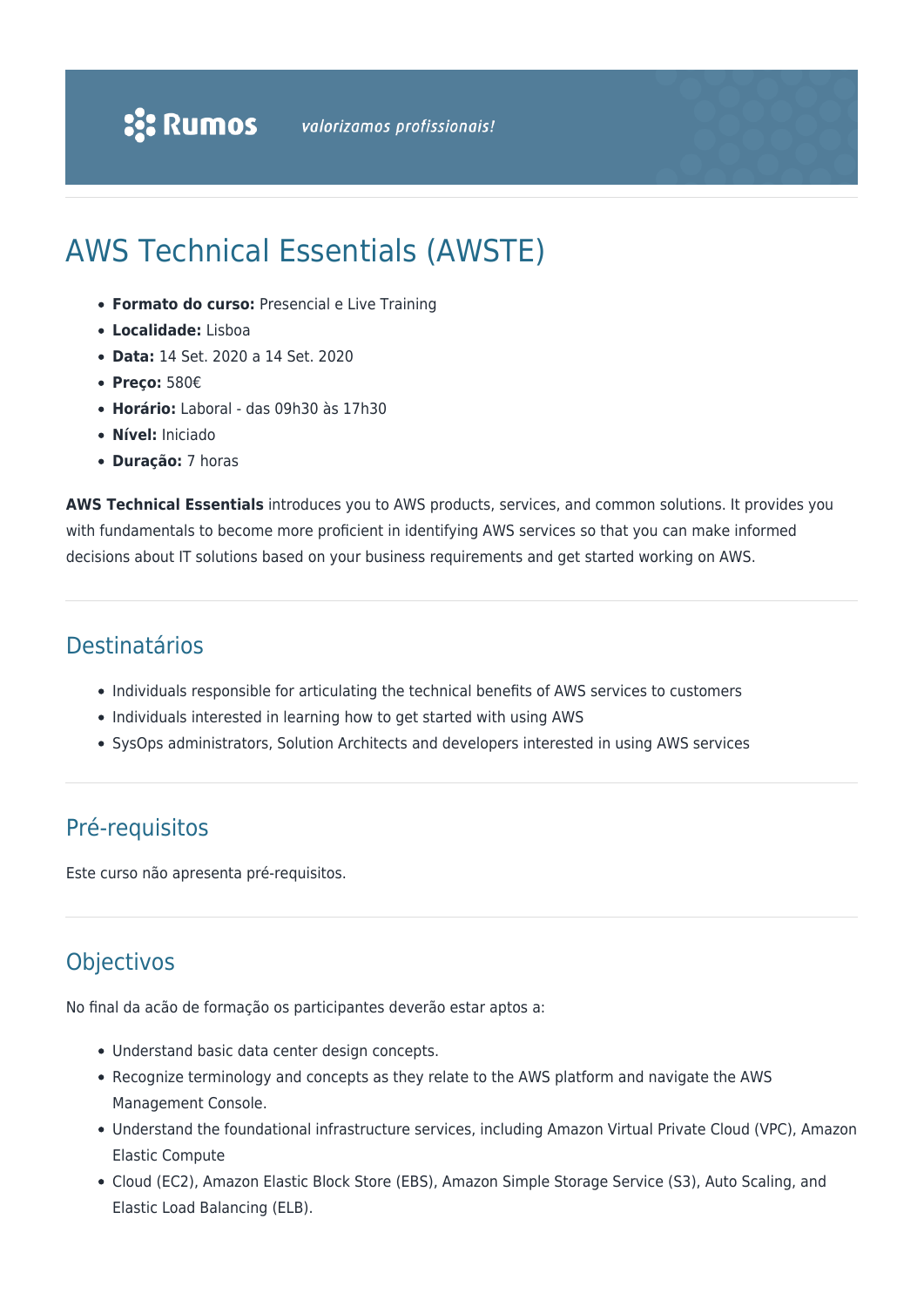Rumos valorizamos profissionais!

# AWS Technical Essentials (AWSTE)

- **Formato do curso:** Presencial e Live Training
- **Localidade:** Lisboa
- **Data:** 14 Set. 2020 a 14 Set. 2020
- **Preço:** 580€
- **Horário:** Laboral - das 09h30 às 17h30
- **Nível:** Iniciado
- **Duração:** 7 horas

**AWS Technical Essentials** introduces you to AWS products, services, and common solutions. It provides you with fundamentals to become more proficient in identifying AWS services so that you can make informed decisions about IT solutions based on your business requirements and get started working on AWS.

## Destinatários

- Individuals responsible for articulating the technical benefits of AWS services to customers
- Individuals interested in learning how to get started with using AWS
- SysOps administrators, Solution Architects and developers interested in using AWS services

## Pré-requisitos

Este curso não apresenta pré-requisitos.

## Objectivos

No final da acão de formação os participantes deverão estar aptos a:

- Understand basic data center design concepts.
- Recognize terminology and concepts as they relate to the AWS platform and navigate the AWS Management Console.
- Understand the foundational infrastructure services, including Amazon Virtual Private Cloud (VPC), Amazon Elastic Compute
- Cloud (EC2), Amazon Elastic Block Store (EBS), Amazon Simple Storage Service (S3), Auto Scaling, and Elastic Load Balancing (ELB).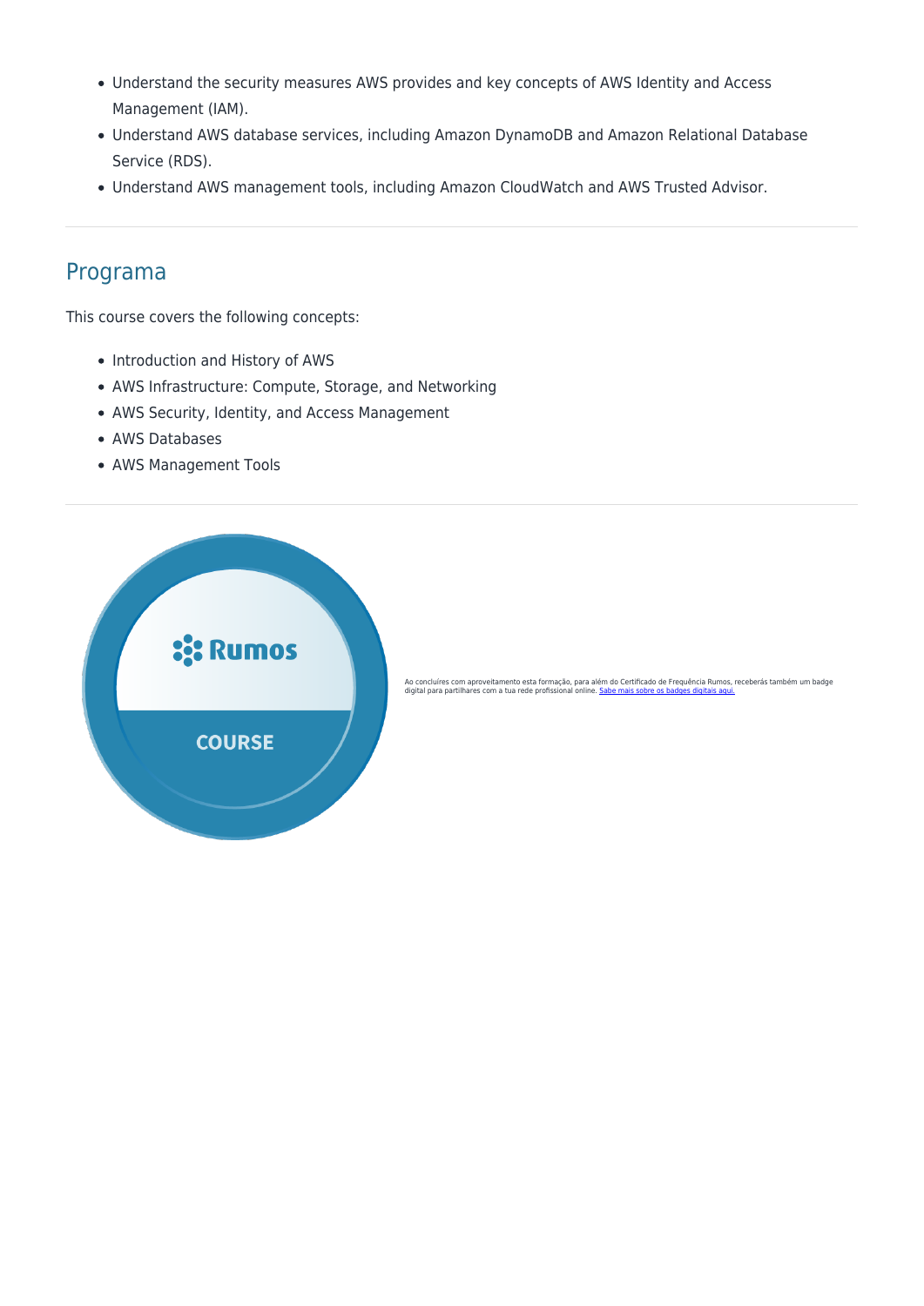- Understand the security measures AWS provides and key concepts of AWS Identity and Access Management (IAM).
- Understand AWS database services, including Amazon DynamoDB and Amazon Relational Database Service (RDS).
- Understand AWS management tools, including Amazon CloudWatch and AWS Trusted Advisor.

## Programa

This course covers the following concepts:

- Introduction and History of AWS
- AWS Infrastructure: Compute, Storage, and Networking
- AWS Security, Identity, and Access Management
- AWS Databases
- AWS Management Tools

Rumos

COURSE

Ao concluíres com aproveitamento esta formação, para além do Certificado de Frequência Rumos, receberás também um badge digital para partilhares com a tua rede profissional online. Sabe mais sobre os badges digitais aqui.